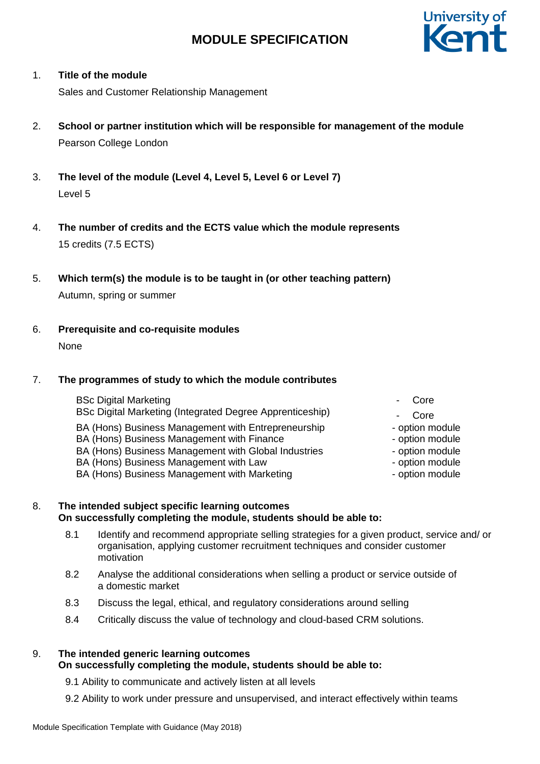# MODULE SPECIFICATION

1. **Title of the module**

   Sales and Customer Relationship Management

2. **School or partner institution which will be responsible for management of the module**

   Pearson College London

3. **The level of the module (Level 4, Level 5, Level 6 or Level 7)**

   Level 5

4. **The number of credits and the ECTS value which the module represents**

   15 credits (7.5 ECTS)

5. **Which term(s) the module is to be taught in (or other teaching pattern)**

   Autumn, spring or summer

6. **Prerequisite and co-requisite modules**

   None

7. **The programmes of study to which the module contributes**

| Programme | Status |
|---|---|
| BSc Digital Marketing | - Core |
| BSc Digital Marketing (Integrated Degree Apprenticeship) | - Core |
| BA (Hons) Business Management with Entrepreneurship | - option module |
| BA (Hons) Business Management with Finance | - option module |
| BA (Hons) Business Management with Global Industries | - option module |
| BA (Hons) Business Management with Law | - option module |
| BA (Hons) Business Management with Marketing | - option module |

8. **The intended subject specific learning outcomes**
   **On successfully completing the module, students should be able to:**

   8.1 Identify and recommend appropriate selling strategies for a given product, service and/ or organisation, applying customer recruitment techniques and consider customer motivation

   8.2 Analyse the additional considerations when selling a product or service outside of a domestic market

   8.3 Discuss the legal, ethical, and regulatory considerations around selling

   8.4 Critically discuss the value of technology and cloud-based CRM solutions.

9. **The intended generic learning outcomes**
   **On successfully completing the module, students should be able to:**

   9.1 Ability to communicate and actively listen at all levels

   9.2 Ability to work under pressure and unsupervised, and interact effectively within teams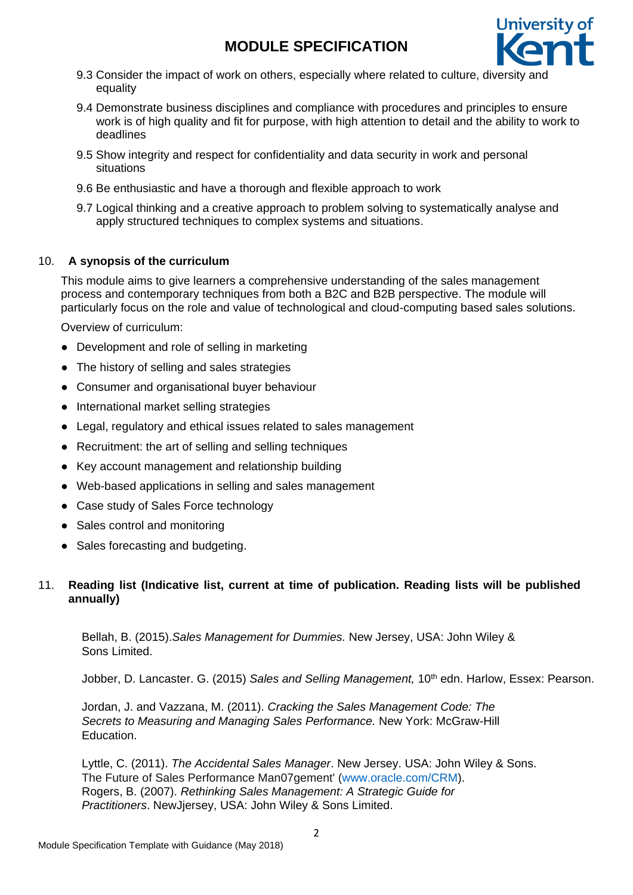9.3 Consider the impact of work on others, especially where related to culture, diversity and equality

9.4 Demonstrate business disciplines and compliance with procedures and principles to ensure work is of high quality and fit for purpose, with high attention to detail and the ability to work to deadlines

9.5 Show integrity and respect for confidentiality and data security in work and personal situations

9.6 Be enthusiastic and have a thorough and flexible approach to work

9.7 Logical thinking and a creative approach to problem solving to systematically analyse and apply structured techniques to complex systems and situations.

## 10. A synopsis of the curriculum

This module aims to give learners a comprehensive understanding of the sales management process and contemporary techniques from both a B2C and B2B perspective. The module will particularly focus on the role and value of technological and cloud-computing based sales solutions.

Overview of curriculum:

- Development and role of selling in marketing
- The history of selling and sales strategies
- Consumer and organisational buyer behaviour
- International market selling strategies
- Legal, regulatory and ethical issues related to sales management
- Recruitment: the art of selling and selling techniques
- Key account management and relationship building
- Web-based applications in selling and sales management
- Case study of Sales Force technology
- Sales control and monitoring
- Sales forecasting and budgeting.

## 11. Reading list (Indicative list, current at time of publication. Reading lists will be published annually)

Bellah, B. (2015).*Sales Management for Dummies.* New Jersey, USA: John Wiley & Sons Limited.

Jobber, D. Lancaster. G. (2015) *Sales and Selling Management,* 10th edn. Harlow, Essex: Pearson.

Jordan, J. and Vazzana, M. (2011). *Cracking the Sales Management Code: The Secrets to Measuring and Managing Sales Performance.* New York: McGraw-Hill Education.

Lyttle, C. (2011). *The Accidental Sales Manager*. New Jersey. USA: John Wiley & Sons.
The Future of Sales Performance Man07gement' (www.oracle.com/CRM).
Rogers, B. (2007). *Rethinking Sales Management: A Strategic Guide for Practitioners*. NewJjersey, USA: John Wiley & Sons Limited.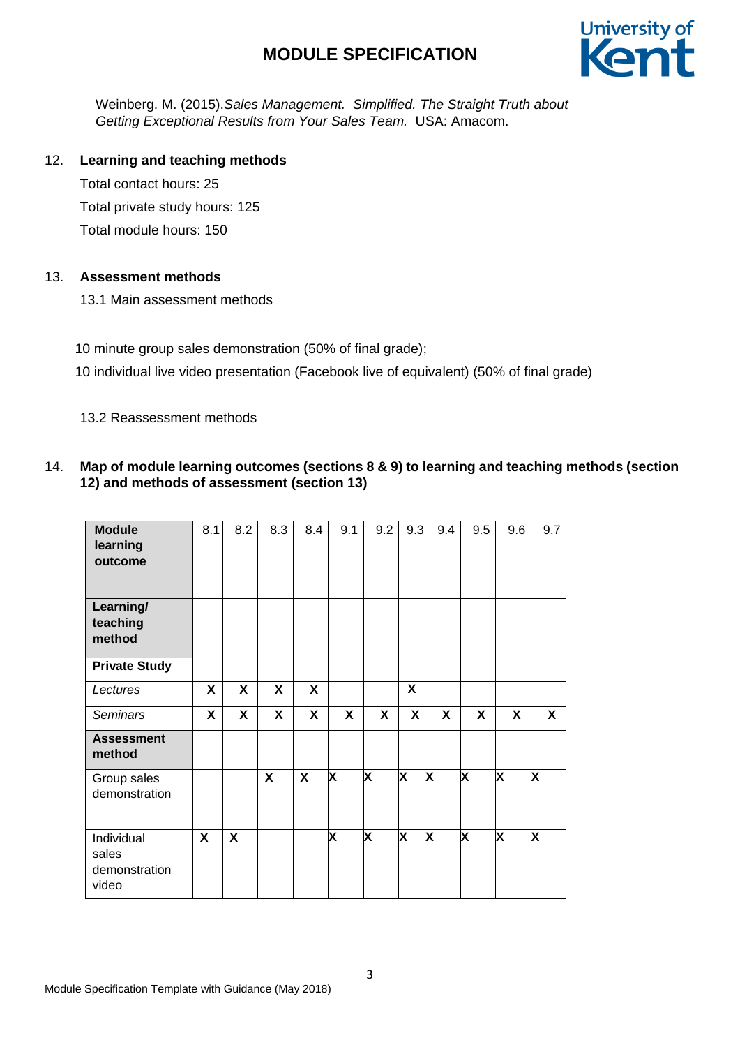Weinberg. M. (2015).*Sales Management. Simplified. The Straight Truth about Getting Exceptional Results from Your Sales Team.* USA: Amacom.

12. **Learning and teaching methods**

Total contact hours: 25

Total private study hours: 125

Total module hours: 150

13. **Assessment methods**

13.1 Main assessment methods

10 minute group sales demonstration (50% of final grade);

10 individual live video presentation (Facebook live of equivalent) (50% of final grade)

13.2 Reassessment methods

14. **Map of module learning outcomes (sections 8 & 9) to learning and teaching methods (section 12) and methods of assessment (section 13)**

| **Module learning outcome** | 8.1 | 8.2 | 8.3 | 8.4 | 9.1 | 9.2 | 9.3 | 9.4 | 9.5 | 9.6 | 9.7 |
|---|---|---|---|---|---|---|---|---|---|---|---|
| **Learning/ teaching method** | | | | | | | | | | | |
| **Private Study** | | | | | | | | | | | |
| *Lectures* | **X** | **X** | **X** | **X** | | | **X** | | | | |
| *Seminars* | **X** | **X** | **X** | **X** | **X** | **X** | **X** | **X** | **X** | **X** | **X** |
| **Assessment method** | | | | | | | | | | | |
| Group sales demonstration | | | **X** | **X** | **X** | **X** | **X** | **X** | **X** | **X** | **X** |
| Individual sales demonstration video | **X** | **X** | | | **X** | **X** | **X** | **X** | **X** | **X** | **X** |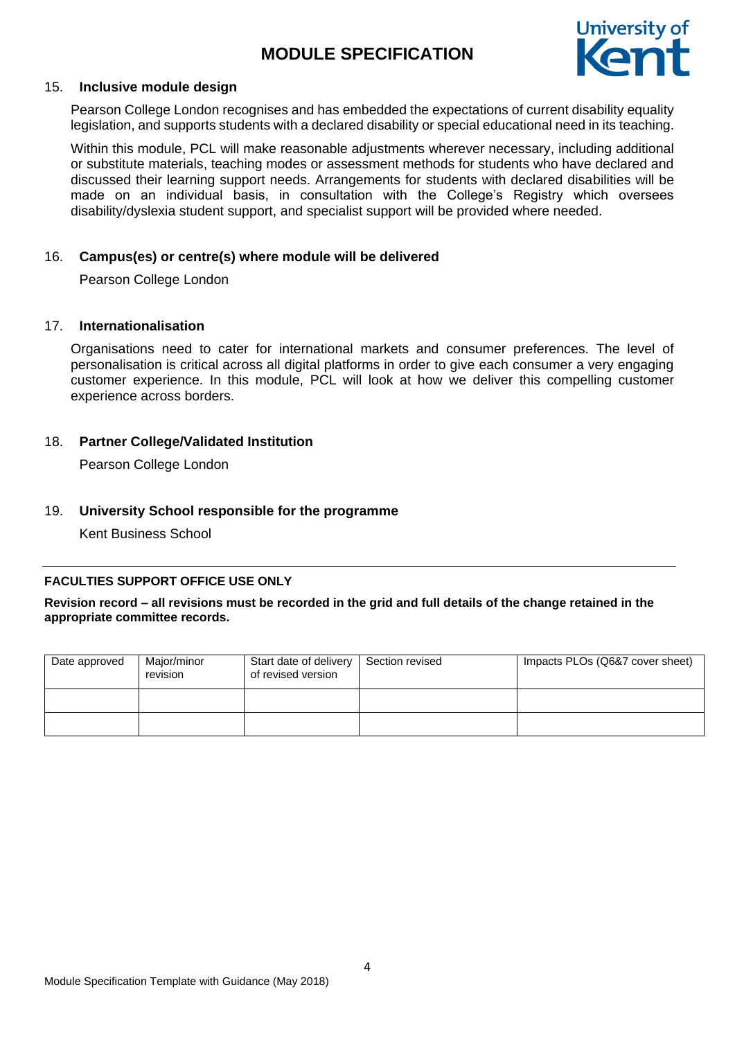# MODULE SPECIFICATION

15. **Inclusive module design**

Pearson College London recognises and has embedded the expectations of current disability equality legislation, and supports students with a declared disability or special educational need in its teaching.

Within this module, PCL will make reasonable adjustments wherever necessary, including additional or substitute materials, teaching modes or assessment methods for students who have declared and discussed their learning support needs. Arrangements for students with declared disabilities will be made on an individual basis, in consultation with the College's Registry which oversees disability/dyslexia student support, and specialist support will be provided where needed.

16. **Campus(es) or centre(s) where module will be delivered**

Pearson College London

17. **Internationalisation**

Organisations need to cater for international markets and consumer preferences. The level of personalisation is critical across all digital platforms in order to give each consumer a very engaging customer experience. In this module, PCL will look at how we deliver this compelling customer experience across borders.

18. **Partner College/Validated Institution**

Pearson College London

19. **University School responsible for the programme**

Kent Business School

---

**FACULTIES SUPPORT OFFICE USE ONLY**

**Revision record – all revisions must be recorded in the grid and full details of the change retained in the appropriate committee records.**

| Date approved | Major/minor revision | Start date of delivery of revised version | Section revised | Impacts PLOs (Q6&7 cover sheet) |
|---|---|---|---|---|
| | | | | |
| | | | | |

Module Specification Template with Guidance (May 2018)